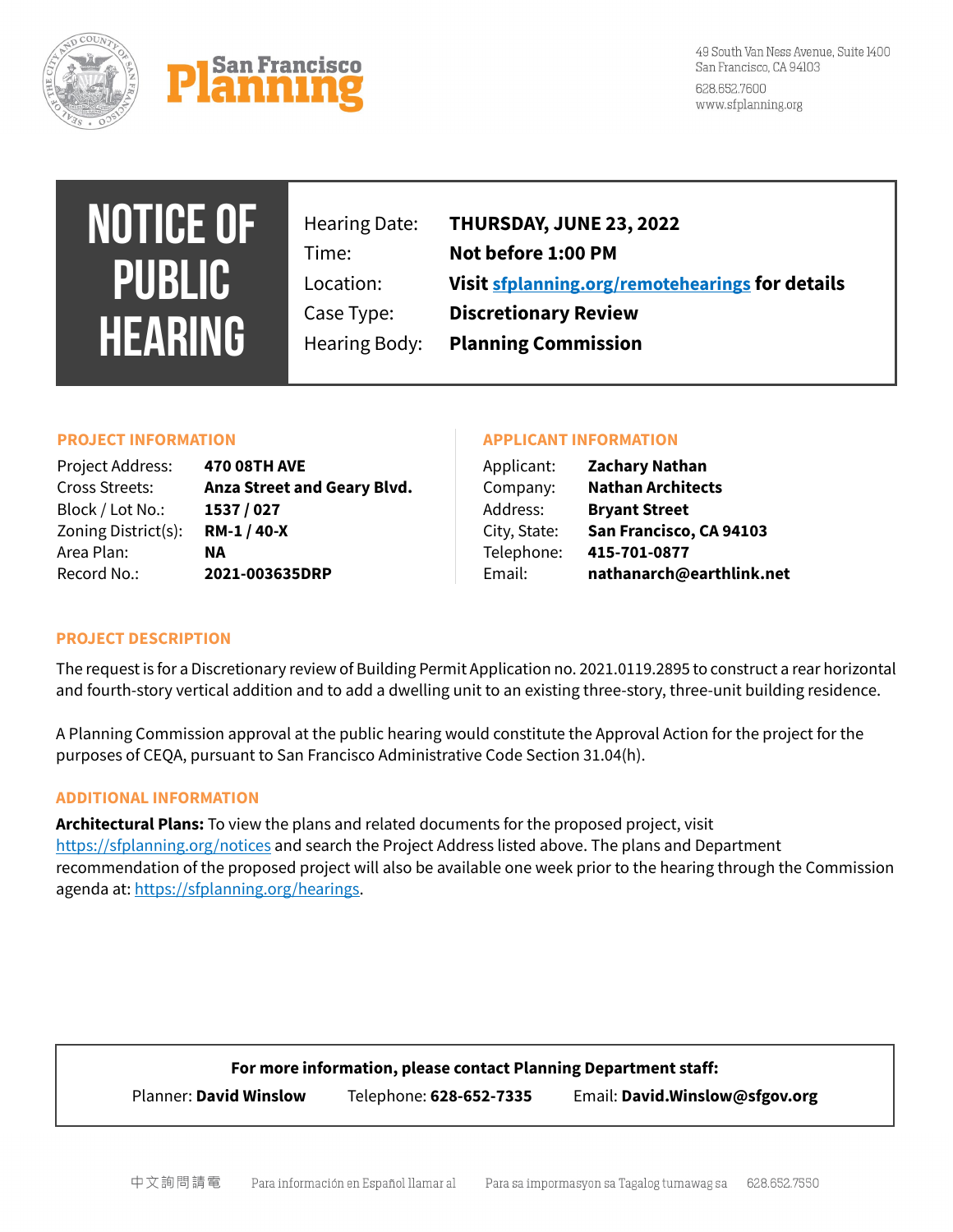San Francisco Planning

49 South Van Ness Avenue, Suite 1400
San Francisco, CA 94103
628.652.7600
www.sfplanning.org

# NOTICE OF PUBLIC HEARING

| | |
|---|---|
| Hearing Date: | **THURSDAY, JUNE 23, 2022** |
| Time: | **Not before 1:00 PM** |
| Location: | **Visit [sfplanning.org/remotehearings](sfplanning.org/remotehearings) for details** |
| Case Type: | **Discretionary Review** |
| Hearing Body: | **Planning Commission** |

## PROJECT INFORMATION

| | |
|---|---|
| Project Address: | **470 08TH AVE** |
| Cross Streets: | **Anza Street and Geary Blvd.** |
| Block / Lot No.: | **1537 / 027** |
| Zoning District(s): | **RM-1 / 40-X** |
| Area Plan: | **NA** |
| Record No.: | **2021-003635DRP** |

## APPLICANT INFORMATION

| | |
|---|---|
| Applicant: | **Zachary Nathan** |
| Company: | **Nathan Architects** |
| Address: | **Bryant Street** |
| City, State: | **San Francisco, CA 94103** |
| Telephone: | **415-701-0877** |
| Email: | **nathanarch@earthlink.net** |

## PROJECT DESCRIPTION

The request is for a Discretionary review of Building Permit Application no. 2021.0119.2895 to construct a rear horizontal and fourth-story vertical addition and to add a dwelling unit to an existing three-story, three-unit building residence.

A Planning Commission approval at the public hearing would constitute the Approval Action for the project for the purposes of CEQA, pursuant to San Francisco Administrative Code Section 31.04(h).

## ADDITIONAL INFORMATION

**Architectural Plans:** To view the plans and related documents for the proposed project, visit https://sfplanning.org/notices and search the Project Address listed above. The plans and Department recommendation of the proposed project will also be available one week prior to the hearing through the Commission agenda at: https://sfplanning.org/hearings.

**For more information, please contact Planning Department staff:**

Planner: **David Winslow** Telephone: **628-652-7335** Email: **David.Winslow@sfgov.org**

中文詢問請電 Para información en Español llamar al Para sa impormasyon sa Tagalog tumawag sa 628.652.7550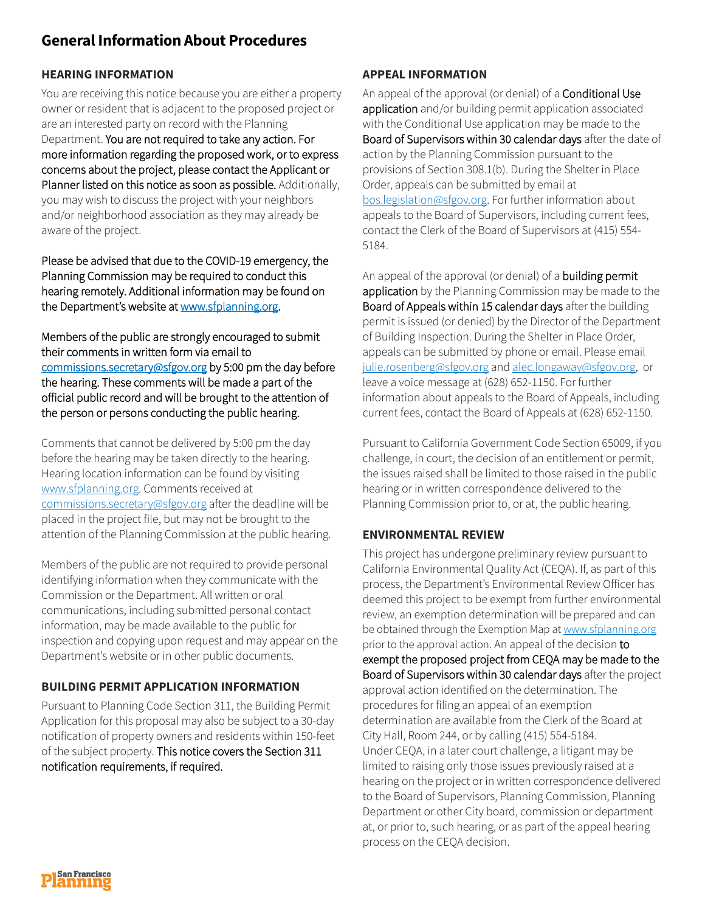# General Information About Procedures

## HEARING INFORMATION

You are receiving this notice because you are either a property owner or resident that is adjacent to the proposed project or are an interested party on record with the Planning Department. You are not required to take any action. For more information regarding the proposed work, or to express concerns about the project, please contact the Applicant or Planner listed on this notice as soon as possible. Additionally, you may wish to discuss the project with your neighbors and/or neighborhood association as they may already be aware of the project.

Please be advised that due to the COVID-19 emergency, the Planning Commission may be required to conduct this hearing remotely. Additional information may be found on the Department's website at www.sfplanning.org.

Members of the public are strongly encouraged to submit their comments in written form via email to commissions.secretary@sfgov.org by 5:00 pm the day before the hearing. These comments will be made a part of the official public record and will be brought to the attention of the person or persons conducting the public hearing.

Comments that cannot be delivered by 5:00 pm the day before the hearing may be taken directly to the hearing. Hearing location information can be found by visiting www.sfplanning.org. Comments received at commissions.secretary@sfgov.org after the deadline will be placed in the project file, but may not be brought to the attention of the Planning Commission at the public hearing.

Members of the public are not required to provide personal identifying information when they communicate with the Commission or the Department. All written or oral communications, including submitted personal contact information, may be made available to the public for inspection and copying upon request and may appear on the Department's website or in other public documents.

## BUILDING PERMIT APPLICATION INFORMATION

Pursuant to Planning Code Section 311, the Building Permit Application for this proposal may also be subject to a 30-day notification of property owners and residents within 150-feet of the subject property. This notice covers the Section 311 notification requirements, if required.

## APPEAL INFORMATION

An appeal of the approval (or denial) of a Conditional Use application and/or building permit application associated with the Conditional Use application may be made to the Board of Supervisors within 30 calendar days after the date of action by the Planning Commission pursuant to the provisions of Section 308.1(b). During the Shelter in Place Order, appeals can be submitted by email at bos.legislation@sfgov.org. For further information about appeals to the Board of Supervisors, including current fees, contact the Clerk of the Board of Supervisors at (415) 554-5184.

An appeal of the approval (or denial) of a building permit application by the Planning Commission may be made to the Board of Appeals within 15 calendar days after the building permit is issued (or denied) by the Director of the Department of Building Inspection. During the Shelter in Place Order, appeals can be submitted by phone or email. Please email julie.rosenberg@sfgov.org and alec.longaway@sfgov.org, or leave a voice message at (628) 652-1150. For further information about appeals to the Board of Appeals, including current fees, contact the Board of Appeals at (628) 652-1150.

Pursuant to California Government Code Section 65009, if you challenge, in court, the decision of an entitlement or permit, the issues raised shall be limited to those raised in the public hearing or in written correspondence delivered to the Planning Commission prior to, or at, the public hearing.

## ENVIRONMENTAL REVIEW

This project has undergone preliminary review pursuant to California Environmental Quality Act (CEQA). If, as part of this process, the Department's Environmental Review Officer has deemed this project to be exempt from further environmental review, an exemption determination will be prepared and can be obtained through the Exemption Map at www.sfplanning.org prior to the approval action. An appeal of the decision to exempt the proposed project from CEQA may be made to the Board of Supervisors within 30 calendar days after the project approval action identified on the determination. The procedures for filing an appeal of an exemption determination are available from the Clerk of the Board at City Hall, Room 244, or by calling (415) 554-5184.
Under CEQA, in a later court challenge, a litigant may be limited to raising only those issues previously raised at a hearing on the project or in written correspondence delivered to the Board of Supervisors, Planning Commission, Planning Department or other City board, commission or department at, or prior to, such hearing, or as part of the appeal hearing process on the CEQA decision.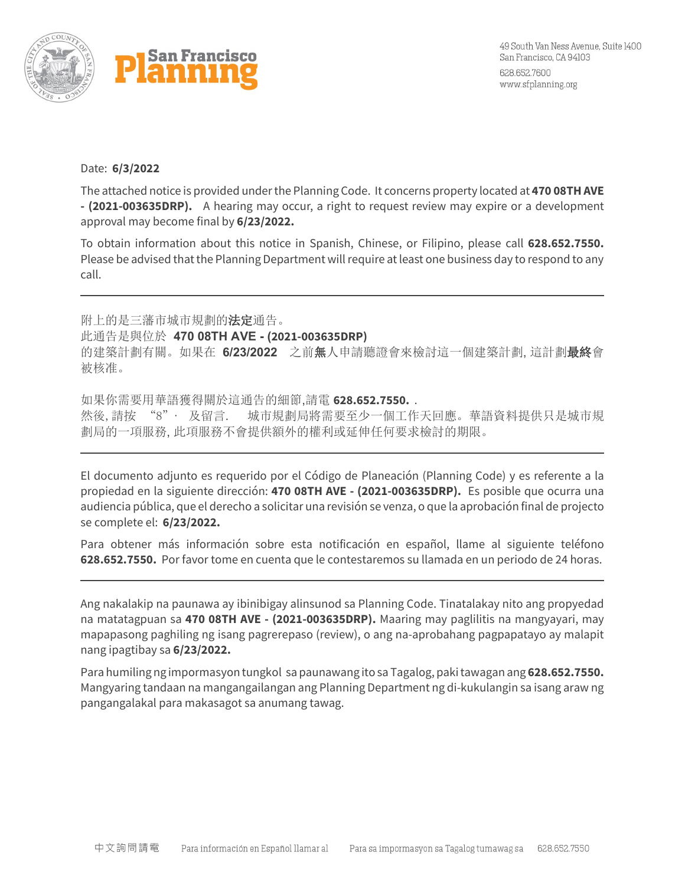San Francisco Planning

49 South Van Ness Avenue, Suite 1400
San Francisco, CA 94103
628.652.7600
www.sfplanning.org

Date: **6/3/2022**

The attached notice is provided under the Planning Code. It concerns property located at **470 08TH AVE - (2021-003635DRP).** A hearing may occur, a right to request review may expire or a development approval may become final by **6/23/2022.**

To obtain information about this notice in Spanish, Chinese, or Filipino, please call **628.652.7550.** Please be advised that the Planning Department will require at least one business day to respond to any call.

---

附上的是三藩市城市規劃的**法定**通告。
此通告是與位於 **470 08TH AVE - (2021-003635DRP)**
的建築計劃有關。如果在 **6/23/2022** 之前**無**人申請聽證會來檢討這一個建築計劃, 這計劃**最終**會被核准。

如果你需要用華語獲得關於這通告的細節,請電 **628.652.7550.** .
然後, 請按 "8"· 及留言. 城市規劃局將需要至少一個工作天回應。華語資料提供只是城市規劃局的一項服務, 此項服務不會提供額外的權利或延伸任何要求檢討的期限。

---

El documento adjunto es requerido por el Código de Planeación (Planning Code) y es referente a la propiedad en la siguiente dirección: **470 08TH AVE - (2021-003635DRP).** Es posible que ocurra una audiencia pública, que el derecho a solicitar una revisión se venza, o que la aprobación final de projecto se complete el: **6/23/2022.**

Para obtener más información sobre esta notificación en español, llame al siguiente teléfono **628.652.7550.** Por favor tome en cuenta que le contestaremos su llamada en un periodo de 24 horas.

---

Ang nakalakip na paunawa ay ibinibigay alinsunod sa Planning Code. Tinatalakay nito ang propyedad na matatagpuan sa **470 08TH AVE - (2021-003635DRP).** Maaring may paglilitis na mangyayari, may mapapasong paghiling ng isang pagrerepaso (review), o ang na-aprobahang pagpapatayo ay malapit nang ipagtibay sa **6/23/2022.**

Para humiling ng impormasyon tungkol sa paunawang ito sa Tagalog, paki tawagan ang **628.652.7550.** Mangyaring tandaan na mangangailangan ang Planning Department ng di-kukulangin sa isang araw ng pangangalakal para makasagot sa anumang tawag.

中文詢問請電 Para información en Español llamar al Para sa impormasyon sa Tagalog tumawag sa 628.652.7550